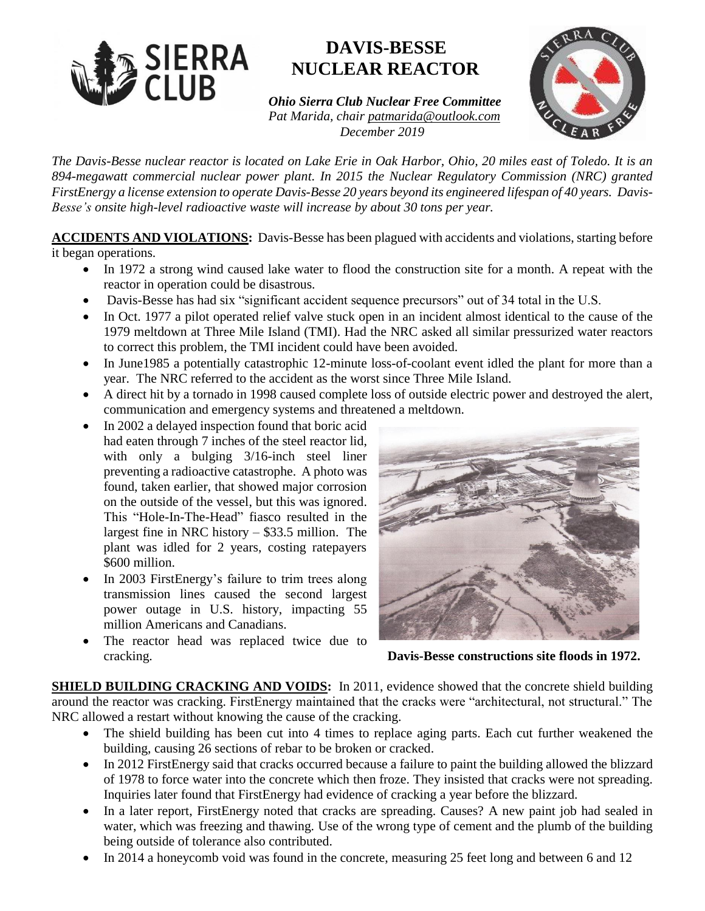# DAVIS-BESSE NUCLEAR REACTOR

*Ohio Sierra Club Nuclear Free Committee*
*Pat Marida, chair patmarida@outlook.com*
*December 2019*

*The Davis-Besse nuclear reactor is located on Lake Erie in Oak Harbor, Ohio, 20 miles east of Toledo. It is an 894-megawatt commercial nuclear power plant. In 2015 the Nuclear Regulatory Commission (NRC) granted FirstEnergy a license extension to operate Davis-Besse 20 years beyond its engineered lifespan of 40 years. Davis-Besse's onsite high-level radioactive waste will increase by about 30 tons per year.*

**ACCIDENTS AND VIOLATIONS:** Davis-Besse has been plagued with accidents and violations, starting before it began operations.

- In 1972 a strong wind caused lake water to flood the construction site for a month. A repeat with the reactor in operation could be disastrous.
- Davis-Besse has had six "significant accident sequence precursors" out of 34 total in the U.S.
- In Oct. 1977 a pilot operated relief valve stuck open in an incident almost identical to the cause of the 1979 meltdown at Three Mile Island (TMI). Had the NRC asked all similar pressurized water reactors to correct this problem, the TMI incident could have been avoided.
- In June1985 a potentially catastrophic 12-minute loss-of-coolant event idled the plant for more than a year. The NRC referred to the accident as the worst since Three Mile Island.
- A direct hit by a tornado in 1998 caused complete loss of outside electric power and destroyed the alert, communication and emergency systems and threatened a meltdown.
- In 2002 a delayed inspection found that boric acid had eaten through 7 inches of the steel reactor lid, with only a bulging 3/16-inch steel liner preventing a radioactive catastrophe. A photo was found, taken earlier, that showed major corrosion on the outside of the vessel, but this was ignored. This "Hole-In-The-Head" fiasco resulted in the largest fine in NRC history – $33.5 million. The plant was idled for 2 years, costing ratepayers $600 million.
- In 2003 FirstEnergy's failure to trim trees along transmission lines caused the second largest power outage in U.S. history, impacting 55 million Americans and Canadians.
- The reactor head was replaced twice due to cracking.

**Davis-Besse constructions site floods in 1972.**

**SHIELD BUILDING CRACKING AND VOIDS:** In 2011, evidence showed that the concrete shield building around the reactor was cracking. FirstEnergy maintained that the cracks were "architectural, not structural." The NRC allowed a restart without knowing the cause of the cracking.

- The shield building has been cut into 4 times to replace aging parts. Each cut further weakened the building, causing 26 sections of rebar to be broken or cracked.
- In 2012 FirstEnergy said that cracks occurred because a failure to paint the building allowed the blizzard of 1978 to force water into the concrete which then froze. They insisted that cracks were not spreading. Inquiries later found that FirstEnergy had evidence of cracking a year before the blizzard.
- In a later report, FirstEnergy noted that cracks are spreading. Causes? A new paint job had sealed in water, which was freezing and thawing. Use of the wrong type of cement and the plumb of the building being outside of tolerance also contributed.
- In 2014 a honeycomb void was found in the concrete, measuring 25 feet long and between 6 and 12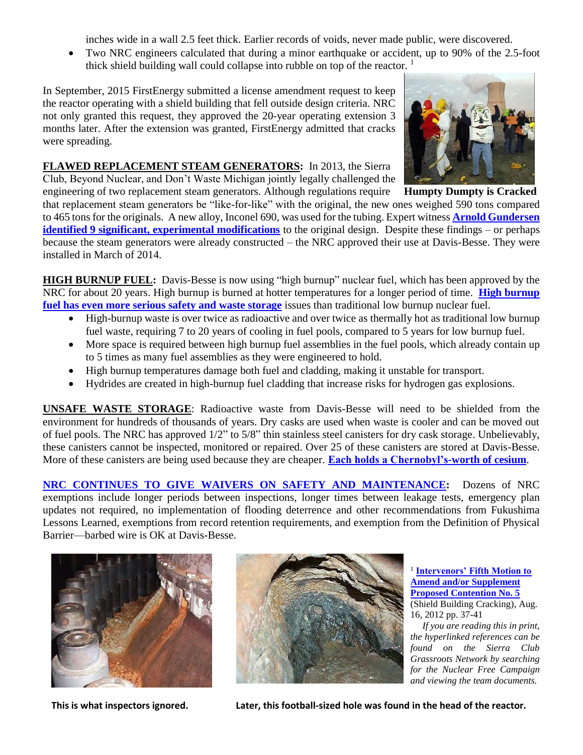inches wide in a wall 2.5 feet thick. Earlier records of voids, never made public, were discovered.

- Two NRC engineers calculated that during a minor earthquake or accident, up to 90% of the 2.5-foot thick shield building wall could collapse into rubble on top of the reactor. [1]

In September, 2015 FirstEnergy submitted a license amendment request to keep the reactor operating with a shield building that fell outside design criteria. NRC not only granted this request, they approved the 20-year operating extension 3 months later. After the extension was granted, FirstEnergy admitted that cracks were spreading.

**Humpty Dumpty is Cracked**

**FLAWED REPLACEMENT STEAM GENERATORS:** In 2013, the Sierra Club, Beyond Nuclear, and Don't Waste Michigan jointly legally challenged the engineering of two replacement steam generators. Although regulations require that replacement steam generators be "like-for-like" with the original, the new ones weighed 590 tons compared to 465 tons for the originals. A new alloy, Inconel 690, was used for the tubing. Expert witness **Arnold Gundersen identified 9 significant, experimental modifications** to the original design. Despite these findings – or perhaps because the steam generators were already constructed – the NRC approved their use at Davis-Besse. They were installed in March of 2014.

**HIGH BURNUP FUEL:** Davis-Besse is now using "high burnup" nuclear fuel, which has been approved by the NRC for about 20 years. High burnup is burned at hotter temperatures for a longer period of time. **High burnup fuel has even more serious safety and waste storage** issues than traditional low burnup nuclear fuel.

- High-burnup waste is over twice as radioactive and over twice as thermally hot as traditional low burnup fuel waste, requiring 7 to 20 years of cooling in fuel pools, compared to 5 years for low burnup fuel.
- More space is required between high burnup fuel assemblies in the fuel pools, which already contain up to 5 times as many fuel assemblies as they were engineered to hold.
- High burnup temperatures damage both fuel and cladding, making it unstable for transport.
- Hydrides are created in high-burnup fuel cladding that increase risks for hydrogen gas explosions.

**UNSAFE WASTE STORAGE**: Radioactive waste from Davis-Besse will need to be shielded from the environment for hundreds of thousands of years. Dry casks are used when waste is cooler and can be moved out of fuel pools. The NRC has approved 1/2" to 5/8" thin stainless steel canisters for dry cask storage. Unbelievably, these canisters cannot be inspected, monitored or repaired. Over 25 of these canisters are stored at Davis-Besse. More of these canisters are being used because they are cheaper. **Each holds a Chernobyl's-worth of cesium**.

**NRC CONTINUES TO GIVE WAIVERS ON SAFETY AND MAINTENANCE:** Dozens of NRC exemptions include longer periods between inspections, longer times between leakage tests, emergency plan updates not required, no implementation of flooding deterrence and other recommendations from Fukushima Lessons Learned, exemptions from record retention requirements, and exemption from the Definition of Physical Barrier—barbed wire is OK at Davis-Besse.

[1] **Intervenors' Fifth Motion to Amend and/or Supplement Proposed Contention No. 5** (Shield Building Cracking), Aug. 16, 2012 pp. 37-41

*If you are reading this in print, the hyperlinked references can be found on the Sierra Club Grassroots Network by searching for the Nuclear Free Campaign and viewing the team documents.*

**This is what inspectors ignored.**

**Later, this football-sized hole was found in the head of the reactor.**